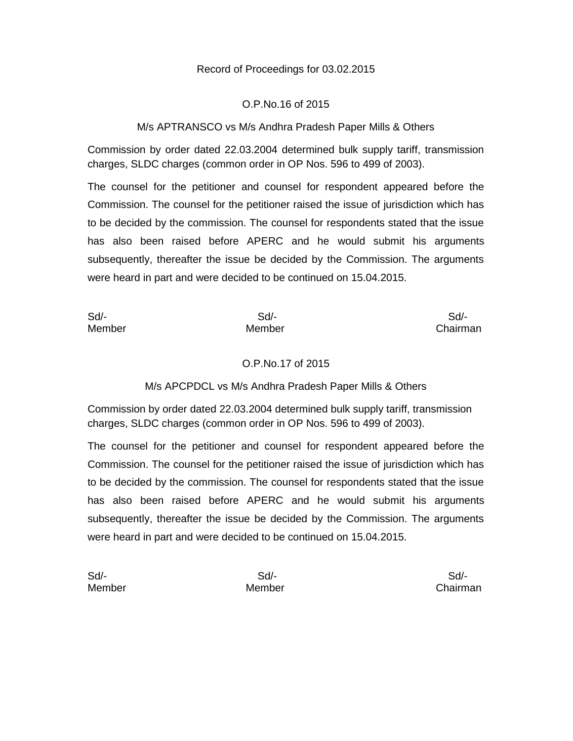Record of Proceedings for 03.02.2015

O.P.No.16 of 2015

M/s APTRANSCO vs M/s Andhra Pradesh Paper Mills & Others

Commission by order dated 22.03.2004 determined bulk supply tariff, transmission charges, SLDC charges (common order in OP Nos. 596 to 499 of 2003).

The counsel for the petitioner and counsel for respondent appeared before the Commission. The counsel for the petitioner raised the issue of jurisdiction which has to be decided by the commission. The counsel for respondents stated that the issue has also been raised before APERC and he would submit his arguments subsequently, thereafter the issue be decided by the Commission. The arguments were heard in part and were decided to be continued on 15.04.2015.

| Sd/- | Sd/- | Sd/- |
|---|---|---|
| Member | Member | Chairman |

O.P.No.17 of 2015

M/s APCPDCL vs M/s Andhra Pradesh Paper Mills & Others

Commission by order dated 22.03.2004 determined bulk supply tariff, transmission charges, SLDC charges (common order in OP Nos. 596 to 499 of 2003).

The counsel for the petitioner and counsel for respondent appeared before the Commission. The counsel for the petitioner raised the issue of jurisdiction which has to be decided by the commission. The counsel for respondents stated that the issue has also been raised before APERC and he would submit his arguments subsequently, thereafter the issue be decided by the Commission. The arguments were heard in part and were decided to be continued on 15.04.2015.

| Sd/- | Sd/- | Sd/- |
|---|---|---|
| Member | Member | Chairman |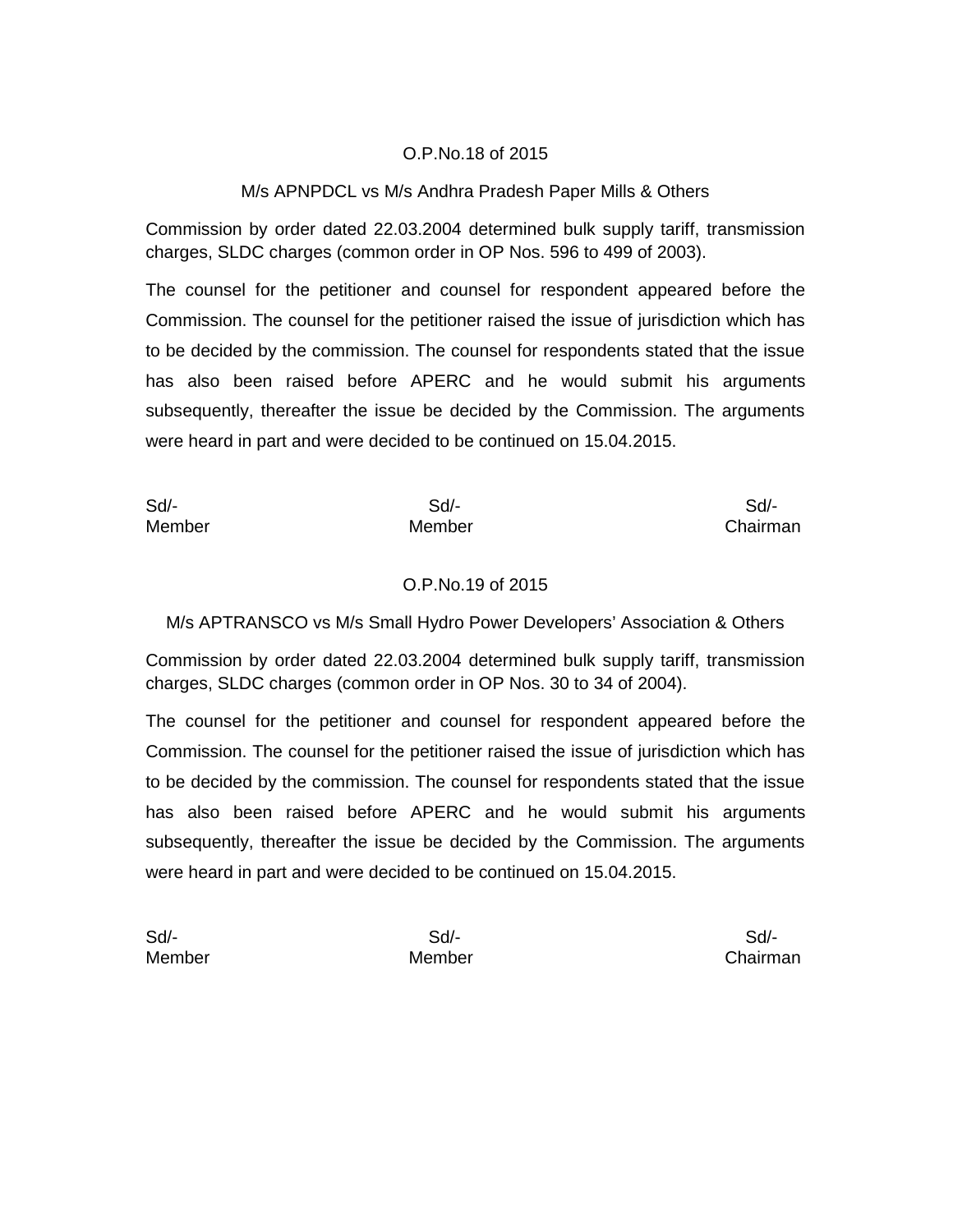O.P.No.18 of 2015

M/s APNPDCL vs M/s Andhra Pradesh Paper Mills & Others

Commission by order dated 22.03.2004 determined bulk supply tariff, transmission charges, SLDC charges (common order in OP Nos. 596 to 499 of 2003).

The counsel for the petitioner and counsel for respondent appeared before the Commission. The counsel for the petitioner raised the issue of jurisdiction which has to be decided by the commission. The counsel for respondents stated that the issue has also been raised before APERC and he would submit his arguments subsequently, thereafter the issue be decided by the Commission. The arguments were heard in part and were decided to be continued on 15.04.2015.

| Sd/- | Sd/- | Sd/- |
|---|---|---|
| Member | Member | Chairman |

O.P.No.19 of 2015

M/s APTRANSCO vs M/s Small Hydro Power Developers' Association & Others

Commission by order dated 22.03.2004 determined bulk supply tariff, transmission charges, SLDC charges (common order in OP Nos. 30 to 34 of 2004).

The counsel for the petitioner and counsel for respondent appeared before the Commission. The counsel for the petitioner raised the issue of jurisdiction which has to be decided by the commission. The counsel for respondents stated that the issue has also been raised before APERC and he would submit his arguments subsequently, thereafter the issue be decided by the Commission. The arguments were heard in part and were decided to be continued on 15.04.2015.

| Sd/- | Sd/- | Sd/- |
|---|---|---|
| Member | Member | Chairman |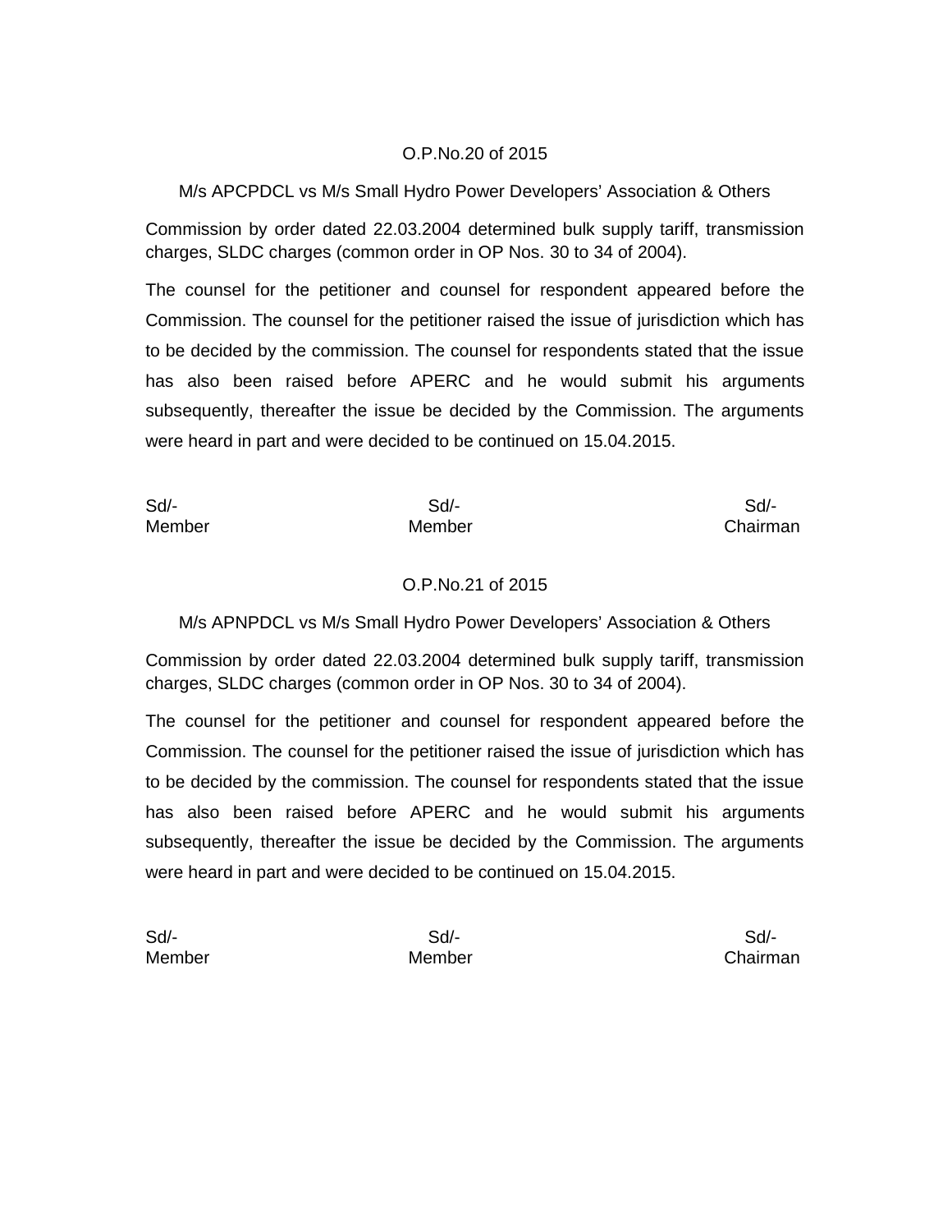O.P.No.20 of 2015

M/s APCPDCL vs M/s Small Hydro Power Developers' Association & Others

Commission by order dated 22.03.2004 determined bulk supply tariff, transmission charges, SLDC charges (common order in OP Nos. 30 to 34 of 2004).

The counsel for the petitioner and counsel for respondent appeared before the Commission. The counsel for the petitioner raised the issue of jurisdiction which has to be decided by the commission. The counsel for respondents stated that the issue has also been raised before APERC and he would submit his arguments subsequently, thereafter the issue be decided by the Commission. The arguments were heard in part and were decided to be continued on 15.04.2015.

| Sd/- | Sd/- | Sd/- |
|---|---|---|
| Member | Member | Chairman |

O.P.No.21 of 2015

M/s APNPDCL vs M/s Small Hydro Power Developers' Association & Others

Commission by order dated 22.03.2004 determined bulk supply tariff, transmission charges, SLDC charges (common order in OP Nos. 30 to 34 of 2004).

The counsel for the petitioner and counsel for respondent appeared before the Commission. The counsel for the petitioner raised the issue of jurisdiction which has to be decided by the commission. The counsel for respondents stated that the issue has also been raised before APERC and he would submit his arguments subsequently, thereafter the issue be decided by the Commission. The arguments were heard in part and were decided to be continued on 15.04.2015.

| Sd/- | Sd/- | Sd/- |
|---|---|---|
| Member | Member | Chairman |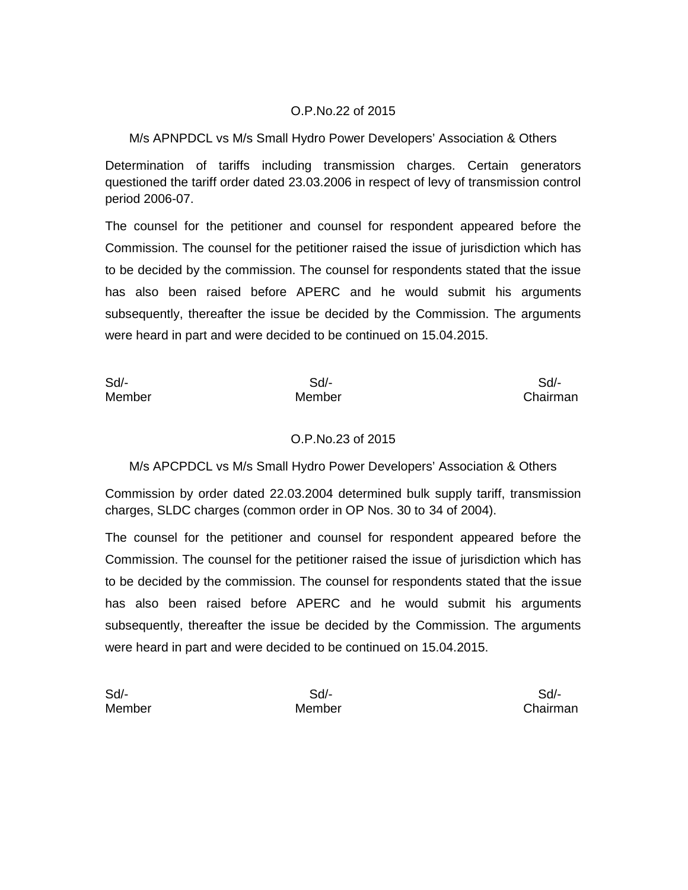O.P.No.22 of 2015

M/s APNPDCL vs M/s Small Hydro Power Developers' Association & Others

Determination of tariffs including transmission charges. Certain generators questioned the tariff order dated 23.03.2006 in respect of levy of transmission control period 2006-07.

The counsel for the petitioner and counsel for respondent appeared before the Commission. The counsel for the petitioner raised the issue of jurisdiction which has to be decided by the commission. The counsel for respondents stated that the issue has also been raised before APERC and he would submit his arguments subsequently, thereafter the issue be decided by the Commission. The arguments were heard in part and were decided to be continued on 15.04.2015.

| Sd/- | Sd/- | Sd/- |
|---|---|---|
| Member | Member | Chairman |

O.P.No.23 of 2015

M/s APCPDCL vs M/s Small Hydro Power Developers' Association & Others

Commission by order dated 22.03.2004 determined bulk supply tariff, transmission charges, SLDC charges (common order in OP Nos. 30 to 34 of 2004).

The counsel for the petitioner and counsel for respondent appeared before the Commission. The counsel for the petitioner raised the issue of jurisdiction which has to be decided by the commission. The counsel for respondents stated that the issue has also been raised before APERC and he would submit his arguments subsequently, thereafter the issue be decided by the Commission. The arguments were heard in part and were decided to be continued on 15.04.2015.

| Sd/- | Sd/- | Sd/- |
|---|---|---|
| Member | Member | Chairman |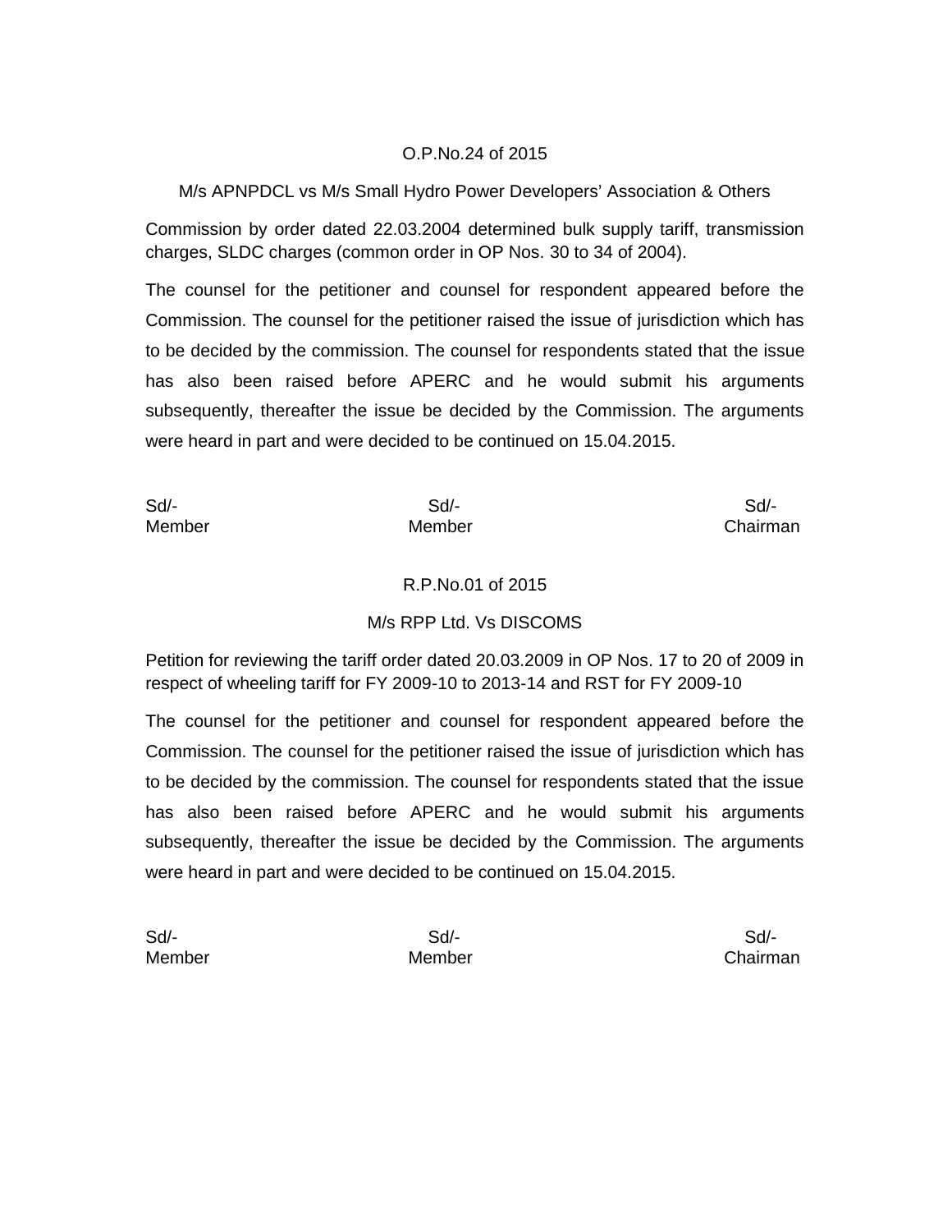O.P.No.24 of 2015

M/s APNPDCL vs M/s Small Hydro Power Developers' Association & Others

Commission by order dated 22.03.2004 determined bulk supply tariff, transmission charges, SLDC charges (common order in OP Nos. 30 to 34 of 2004).

The counsel for the petitioner and counsel for respondent appeared before the Commission. The counsel for the petitioner raised the issue of jurisdiction which has to be decided by the commission. The counsel for respondents stated that the issue has also been raised before APERC and he would submit his arguments subsequently, thereafter the issue be decided by the Commission. The arguments were heard in part and were decided to be continued on 15.04.2015.

| Sd/- | Sd/- | Sd/- |
|---|---|---|
| Member | Member | Chairman |

R.P.No.01 of 2015

M/s RPP Ltd. Vs DISCOMS

Petition for reviewing the tariff order dated 20.03.2009 in OP Nos. 17 to 20 of 2009 in respect of wheeling tariff for FY 2009-10 to 2013-14 and RST for FY 2009-10

The counsel for the petitioner and counsel for respondent appeared before the Commission. The counsel for the petitioner raised the issue of jurisdiction which has to be decided by the commission. The counsel for respondents stated that the issue has also been raised before APERC and he would submit his arguments subsequently, thereafter the issue be decided by the Commission. The arguments were heard in part and were decided to be continued on 15.04.2015.

| Sd/- | Sd/- | Sd/- |
|---|---|---|
| Member | Member | Chairman |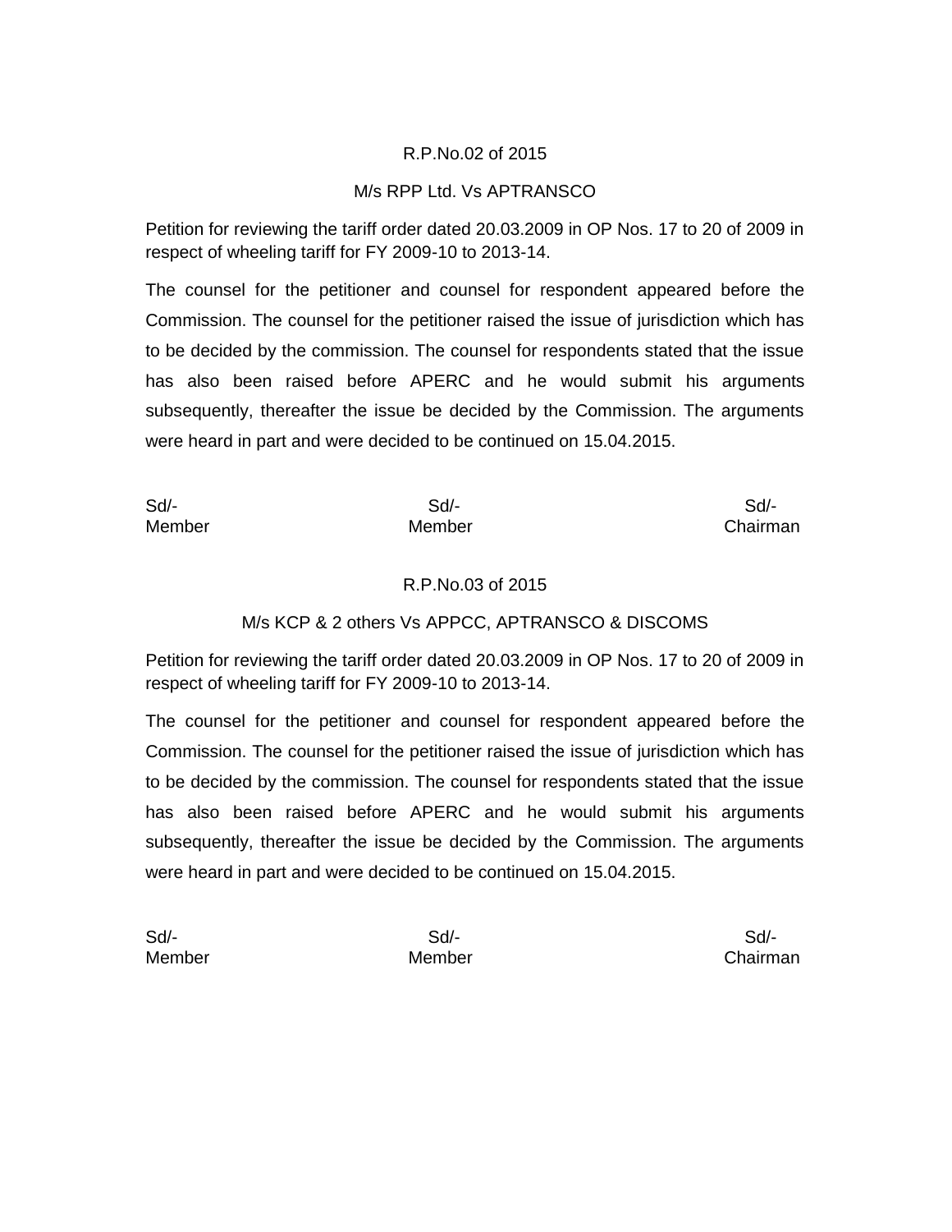R.P.No.02 of 2015

M/s RPP Ltd. Vs APTRANSCO

Petition for reviewing the tariff order dated 20.03.2009 in OP Nos. 17 to 20 of 2009 in respect of wheeling tariff for FY 2009-10 to 2013-14.

The counsel for the petitioner and counsel for respondent appeared before the Commission. The counsel for the petitioner raised the issue of jurisdiction which has to be decided by the commission. The counsel for respondents stated that the issue has also been raised before APERC and he would submit his arguments subsequently, thereafter the issue be decided by the Commission. The arguments were heard in part and were decided to be continued on 15.04.2015.

| Sd/- | Sd/- | Sd/- |
|---|---|---|
| Member | Member | Chairman |

R.P.No.03 of 2015

M/s KCP & 2 others Vs APPCC, APTRANSCO & DISCOMS

Petition for reviewing the tariff order dated 20.03.2009 in OP Nos. 17 to 20 of 2009 in respect of wheeling tariff for FY 2009-10 to 2013-14.

The counsel for the petitioner and counsel for respondent appeared before the Commission. The counsel for the petitioner raised the issue of jurisdiction which has to be decided by the commission. The counsel for respondents stated that the issue has also been raised before APERC and he would submit his arguments subsequently, thereafter the issue be decided by the Commission. The arguments were heard in part and were decided to be continued on 15.04.2015.

| Sd/- | Sd/- | Sd/- |
|---|---|---|
| Member | Member | Chairman |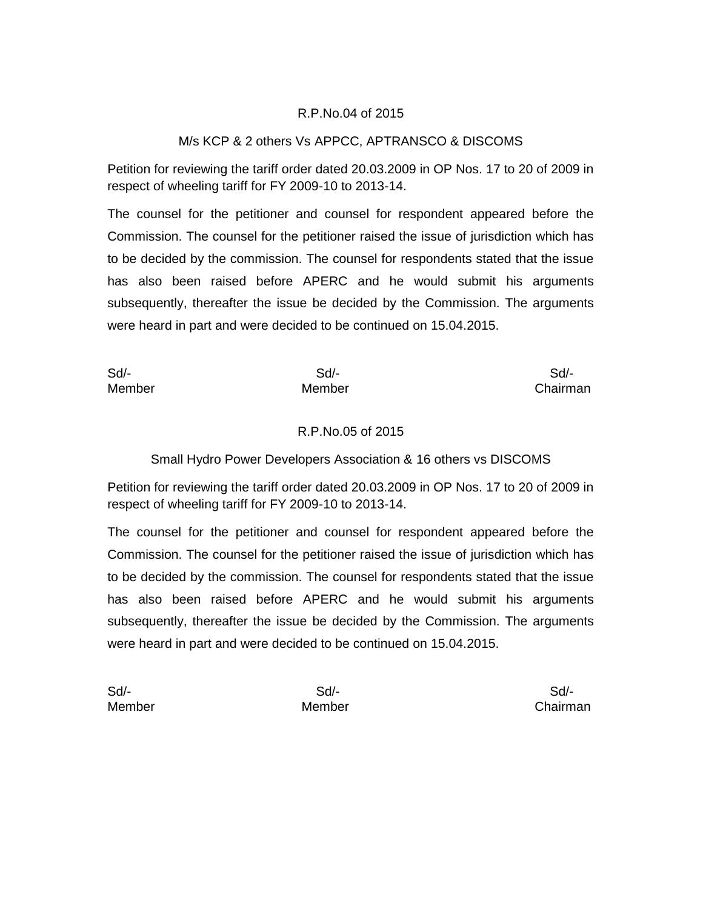R.P.No.04 of 2015

M/s KCP & 2 others Vs APPCC, APTRANSCO & DISCOMS

Petition for reviewing the tariff order dated 20.03.2009 in OP Nos. 17 to 20 of 2009 in respect of wheeling tariff for FY 2009-10 to 2013-14.

The counsel for the petitioner and counsel for respondent appeared before the Commission. The counsel for the petitioner raised the issue of jurisdiction which has to be decided by the commission. The counsel for respondents stated that the issue has also been raised before APERC and he would submit his arguments subsequently, thereafter the issue be decided by the Commission. The arguments were heard in part and were decided to be continued on 15.04.2015.

| Sd/- | Sd/- | Sd/- |
|---|---|---|
| Member | Member | Chairman |

R.P.No.05 of 2015

Small Hydro Power Developers Association & 16 others vs DISCOMS

Petition for reviewing the tariff order dated 20.03.2009 in OP Nos. 17 to 20 of 2009 in respect of wheeling tariff for FY 2009-10 to 2013-14.

The counsel for the petitioner and counsel for respondent appeared before the Commission. The counsel for the petitioner raised the issue of jurisdiction which has to be decided by the commission. The counsel for respondents stated that the issue has also been raised before APERC and he would submit his arguments subsequently, thereafter the issue be decided by the Commission. The arguments were heard in part and were decided to be continued on 15.04.2015.

| Sd/- | Sd/- | Sd/- |
|---|---|---|
| Member | Member | Chairman |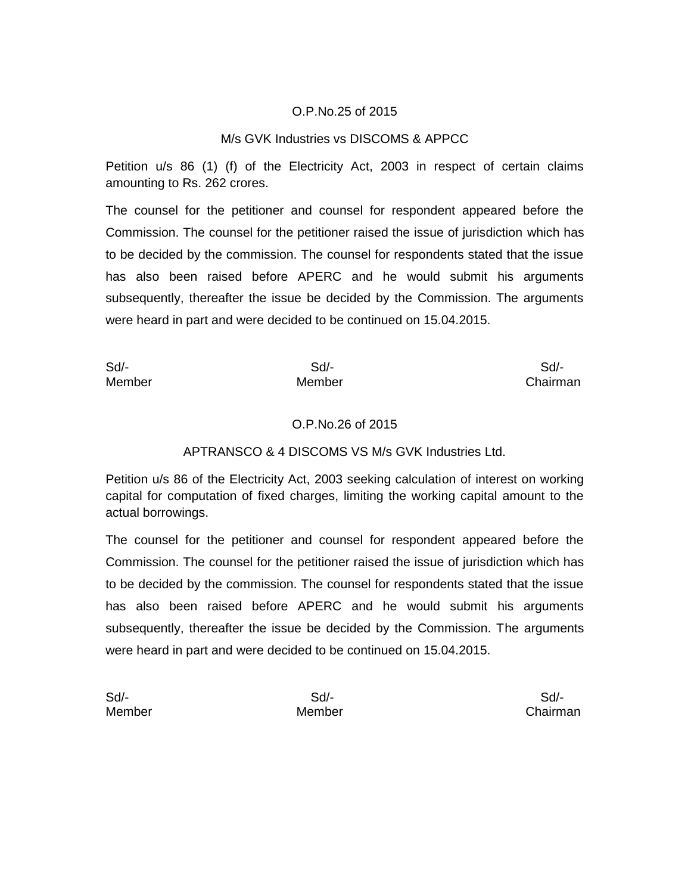O.P.No.25 of 2015

M/s GVK Industries vs DISCOMS & APPCC

Petition u/s 86 (1) (f) of the Electricity Act, 2003 in respect of certain claims amounting to Rs. 262 crores.

The counsel for the petitioner and counsel for respondent appeared before the Commission. The counsel for the petitioner raised the issue of jurisdiction which has to be decided by the commission. The counsel for respondents stated that the issue has also been raised before APERC and he would submit his arguments subsequently, thereafter the issue be decided by the Commission. The arguments were heard in part and were decided to be continued on 15.04.2015.

| Sd/- | Sd/- | Sd/- |
|---|---|---|
| Member | Member | Chairman |

O.P.No.26 of 2015

APTRANSCO & 4 DISCOMS VS M/s GVK Industries Ltd.

Petition u/s 86 of the Electricity Act, 2003 seeking calculation of interest on working capital for computation of fixed charges, limiting the working capital amount to the actual borrowings.

The counsel for the petitioner and counsel for respondent appeared before the Commission. The counsel for the petitioner raised the issue of jurisdiction which has to be decided by the commission. The counsel for respondents stated that the issue has also been raised before APERC and he would submit his arguments subsequently, thereafter the issue be decided by the Commission. The arguments were heard in part and were decided to be continued on 15.04.2015.

| Sd/- | Sd/- | Sd/- |
|---|---|---|
| Member | Member | Chairman |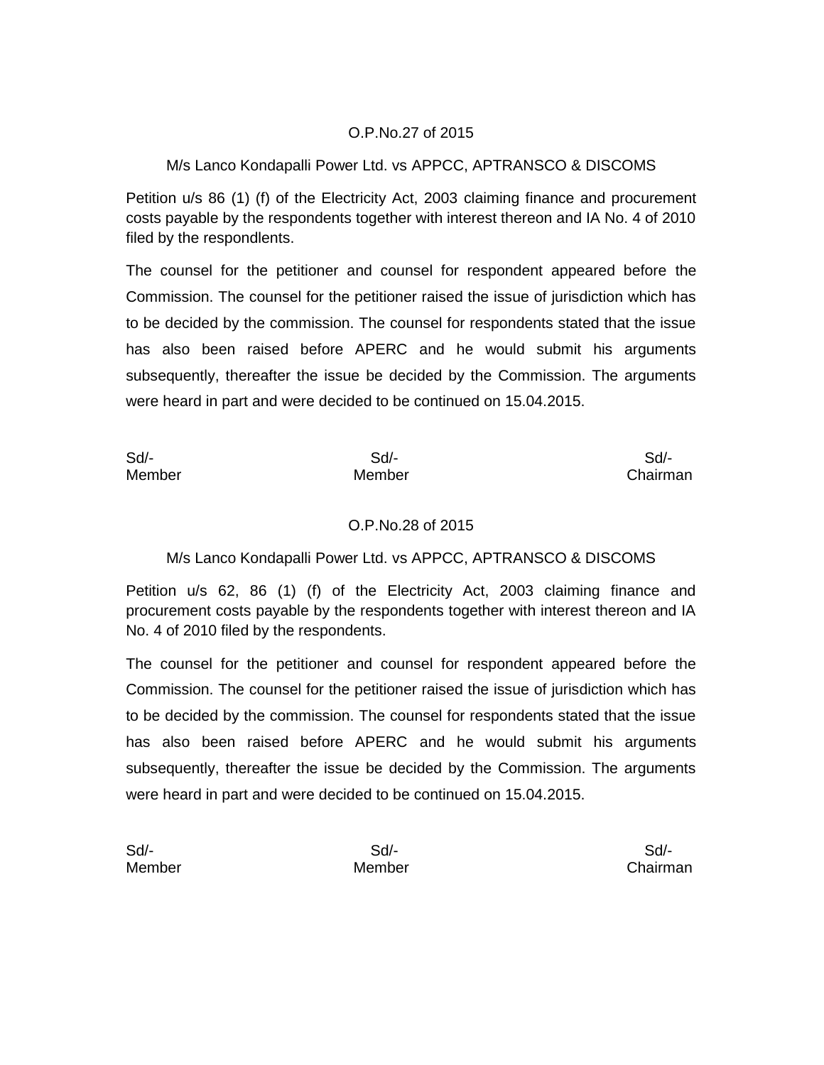O.P.No.27 of 2015

M/s Lanco Kondapalli Power Ltd. vs APPCC, APTRANSCO & DISCOMS

Petition u/s 86 (1) (f) of the Electricity Act, 2003 claiming finance and procurement costs payable by the respondents together with interest thereon and IA No. 4 of 2010 filed by the respondlents.

The counsel for the petitioner and counsel for respondent appeared before the Commission. The counsel for the petitioner raised the issue of jurisdiction which has to be decided by the commission. The counsel for respondents stated that the issue has also been raised before APERC and he would submit his arguments subsequently, thereafter the issue be decided by the Commission. The arguments were heard in part and were decided to be continued on 15.04.2015.

| Sd/- | Sd/- | Sd/- |
|---|---|---|
| Member | Member | Chairman |

O.P.No.28 of 2015

M/s Lanco Kondapalli Power Ltd. vs APPCC, APTRANSCO & DISCOMS

Petition u/s 62, 86 (1) (f) of the Electricity Act, 2003 claiming finance and procurement costs payable by the respondents together with interest thereon and IA No. 4 of 2010 filed by the respondents.

The counsel for the petitioner and counsel for respondent appeared before the Commission. The counsel for the petitioner raised the issue of jurisdiction which has to be decided by the commission. The counsel for respondents stated that the issue has also been raised before APERC and he would submit his arguments subsequently, thereafter the issue be decided by the Commission. The arguments were heard in part and were decided to be continued on 15.04.2015.

| Sd/- | Sd/- | Sd/- |
|---|---|---|
| Member | Member | Chairman |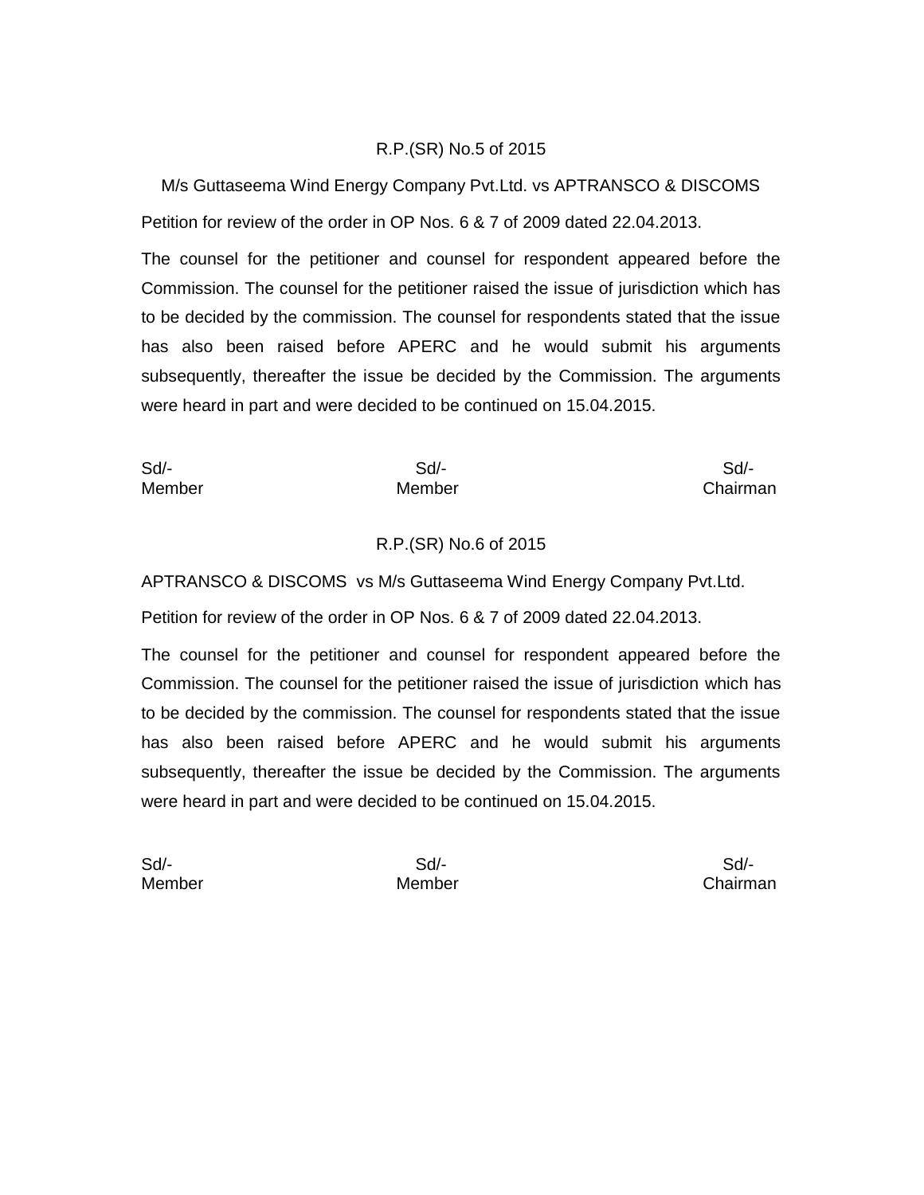R.P.(SR) No.5 of 2015

M/s Guttaseema Wind Energy Company Pvt.Ltd. vs APTRANSCO & DISCOMS

Petition for review of the order in OP Nos. 6 & 7 of 2009 dated 22.04.2013.

The counsel for the petitioner and counsel for respondent appeared before the Commission. The counsel for the petitioner raised the issue of jurisdiction which has to be decided by the commission. The counsel for respondents stated that the issue has also been raised before APERC and he would submit his arguments subsequently, thereafter the issue be decided by the Commission. The arguments were heard in part and were decided to be continued on 15.04.2015.

| Sd/- | Sd/- | Sd/- |
|---|---|---|
| Member | Member | Chairman |

R.P.(SR) No.6 of 2015

APTRANSCO & DISCOMS vs M/s Guttaseema Wind Energy Company Pvt.Ltd.

Petition for review of the order in OP Nos. 6 & 7 of 2009 dated 22.04.2013.

The counsel for the petitioner and counsel for respondent appeared before the Commission. The counsel for the petitioner raised the issue of jurisdiction which has to be decided by the commission. The counsel for respondents stated that the issue has also been raised before APERC and he would submit his arguments subsequently, thereafter the issue be decided by the Commission. The arguments were heard in part and were decided to be continued on 15.04.2015.

| Sd/- | Sd/- | Sd/- |
|---|---|---|
| Member | Member | Chairman |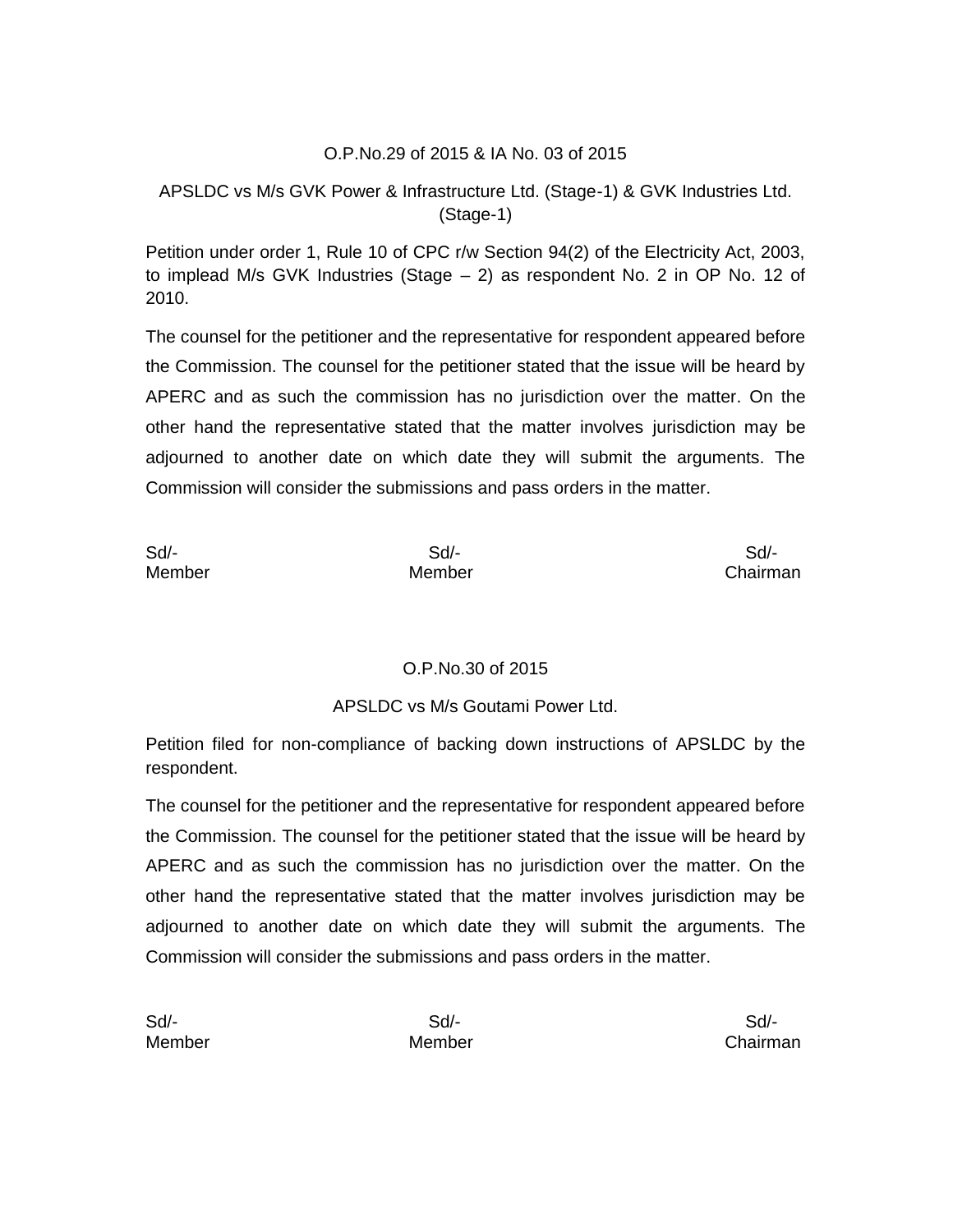O.P.No.29 of 2015 & IA No. 03 of 2015

APSLDC vs M/s GVK Power & Infrastructure Ltd. (Stage-1) & GVK Industries Ltd. (Stage-1)

Petition under order 1, Rule 10 of CPC r/w Section 94(2) of the Electricity Act, 2003, to implead M/s GVK Industries (Stage – 2) as respondent No. 2 in OP No. 12 of 2010.

The counsel for the petitioner and the representative for respondent appeared before the Commission. The counsel for the petitioner stated that the issue will be heard by APERC and as such the commission has no jurisdiction over the matter. On the other hand the representative stated that the matter involves jurisdiction may be adjourned to another date on which date they will submit the arguments. The Commission will consider the submissions and pass orders in the matter.

| Sd/- | Sd/- | Sd/- |
|---|---|---|
| Member | Member | Chairman |

O.P.No.30 of 2015

APSLDC vs M/s Goutami Power Ltd.

Petition filed for non-compliance of backing down instructions of APSLDC by the respondent.

The counsel for the petitioner and the representative for respondent appeared before the Commission. The counsel for the petitioner stated that the issue will be heard by APERC and as such the commission has no jurisdiction over the matter. On the other hand the representative stated that the matter involves jurisdiction may be adjourned to another date on which date they will submit the arguments. The Commission will consider the submissions and pass orders in the matter.

| Sd/- | Sd/- | Sd/- |
|---|---|---|
| Member | Member | Chairman |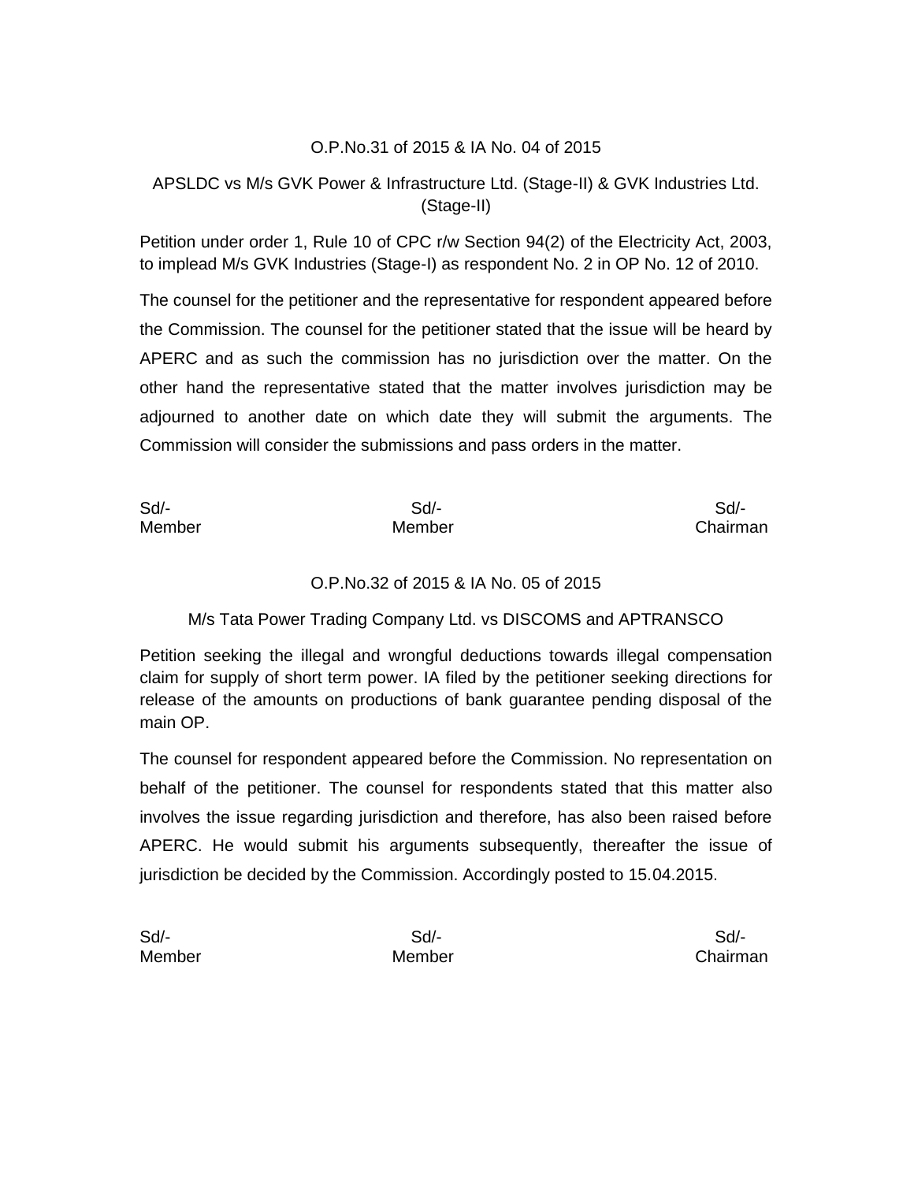O.P.No.31 of 2015 & IA No. 04 of 2015

APSLDC vs M/s GVK Power & Infrastructure Ltd. (Stage-II) & GVK Industries Ltd. (Stage-II)

Petition under order 1, Rule 10 of CPC r/w Section 94(2) of the Electricity Act, 2003, to implead M/s GVK Industries (Stage-I) as respondent No. 2 in OP No. 12 of 2010.

The counsel for the petitioner and the representative for respondent appeared before the Commission. The counsel for the petitioner stated that the issue will be heard by APERC and as such the commission has no jurisdiction over the matter. On the other hand the representative stated that the matter involves jurisdiction may be adjourned to another date on which date they will submit the arguments. The Commission will consider the submissions and pass orders in the matter.

| Sd/- | Sd/- | Sd/- |
|---|---|---|
| Member | Member | Chairman |

O.P.No.32 of 2015 & IA No. 05 of 2015

M/s Tata Power Trading Company Ltd. vs DISCOMS and APTRANSCO

Petition seeking the illegal and wrongful deductions towards illegal compensation claim for supply of short term power. IA filed by the petitioner seeking directions for release of the amounts on productions of bank guarantee pending disposal of the main OP.

The counsel for respondent appeared before the Commission. No representation on behalf of the petitioner. The counsel for respondents stated that this matter also involves the issue regarding jurisdiction and therefore, has also been raised before APERC. He would submit his arguments subsequently, thereafter the issue of jurisdiction be decided by the Commission. Accordingly posted to 15.04.2015.

| Sd/- | Sd/- | Sd/- |
|---|---|---|
| Member | Member | Chairman |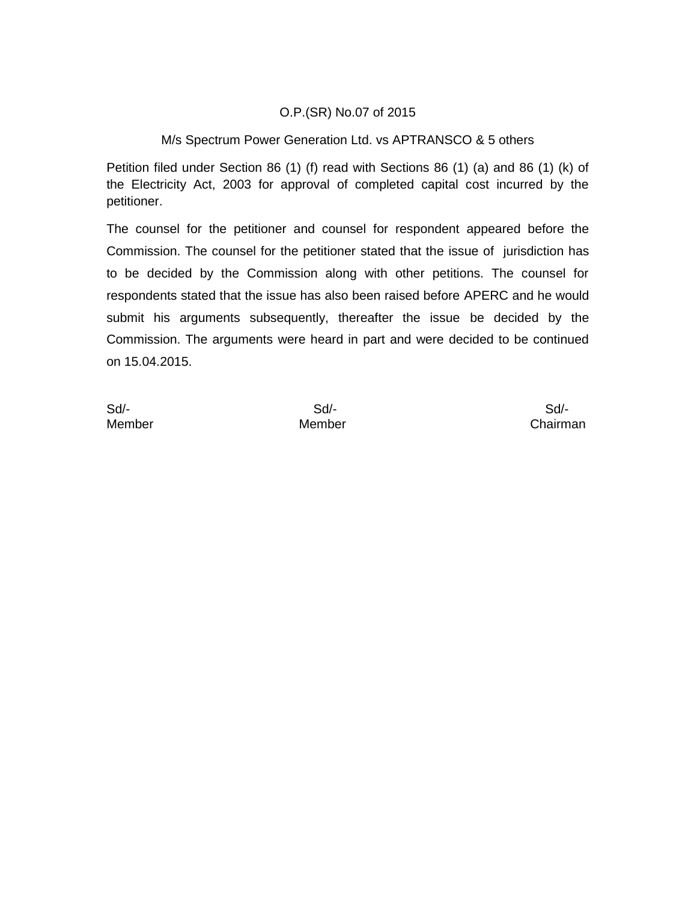O.P.(SR) No.07 of 2015

M/s Spectrum Power Generation Ltd. vs APTRANSCO & 5 others

Petition filed under Section 86 (1) (f) read with Sections 86 (1) (a) and 86 (1) (k) of the Electricity Act, 2003 for approval of completed capital cost incurred by the petitioner.

The counsel for the petitioner and counsel for respondent appeared before the Commission. The counsel for the petitioner stated that the issue of jurisdiction has to be decided by the Commission along with other petitions. The counsel for respondents stated that the issue has also been raised before APERC and he would submit his arguments subsequently, thereafter the issue be decided by the Commission. The arguments were heard in part and were decided to be continued on 15.04.2015.

| | | |
|---|---|---|
| Sd/- | Sd/- | Sd/- |
| Member | Member | Chairman |